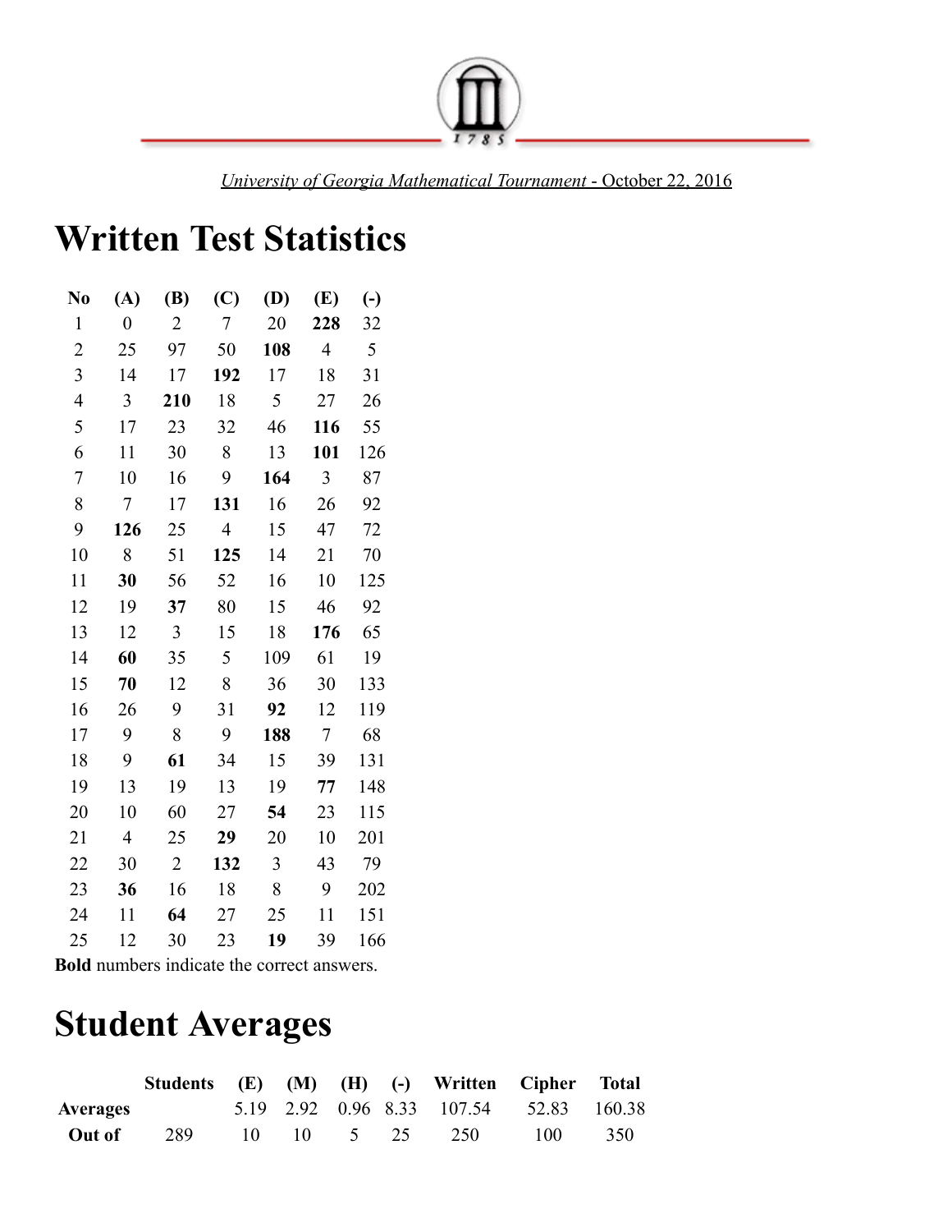University of Georgia Mathematical Tournament - October 22, 2016

# Written Test Statistics

| No | (A) | (B) | (C) | (D) | (E) | (-) |
|---|---|---|---|---|---|---|
| 1 | 0 | 2 | 7 | 20 | **228** | 32 |
| 2 | 25 | 97 | 50 | **108** | 4 | 5 |
| 3 | 14 | 17 | **192** | 17 | 18 | 31 |
| 4 | 3 | **210** | 18 | 5 | 27 | 26 |
| 5 | 17 | 23 | 32 | 46 | **116** | 55 |
| 6 | 11 | 30 | 8 | 13 | **101** | 126 |
| 7 | 10 | 16 | 9 | **164** | 3 | 87 |
| 8 | 7 | 17 | **131** | 16 | 26 | 92 |
| 9 | **126** | 25 | 4 | 15 | 47 | 72 |
| 10 | 8 | 51 | **125** | 14 | 21 | 70 |
| 11 | **30** | 56 | 52 | 16 | 10 | 125 |
| 12 | 19 | **37** | 80 | 15 | 46 | 92 |
| 13 | 12 | 3 | 15 | 18 | **176** | 65 |
| 14 | **60** | 35 | 5 | 109 | 61 | 19 |
| 15 | **70** | 12 | 8 | 36 | 30 | 133 |
| 16 | 26 | 9 | 31 | **92** | 12 | 119 |
| 17 | 9 | 8 | 9 | **188** | 7 | 68 |
| 18 | 9 | **61** | 34 | 15 | 39 | 131 |
| 19 | 13 | 19 | 13 | 19 | **77** | 148 |
| 20 | 10 | 60 | 27 | **54** | 23 | 115 |
| 21 | 4 | 25 | **29** | 20 | 10 | 201 |
| 22 | 30 | 2 | **132** | 3 | 43 | 79 |
| 23 | **36** | 16 | 18 | 8 | 9 | 202 |
| 24 | 11 | **64** | 27 | 25 | 11 | 151 |
| 25 | 12 | 30 | 23 | **19** | 39 | 166 |

**Bold** numbers indicate the correct answers.

# Student Averages

| | Students | (E) | (M) | (H) | (-) | Written | Cipher | Total |
|---|---|---|---|---|---|---|---|---|
| **Averages** | | 5.19 | 2.92 | 0.96 | 8.33 | 107.54 | 52.83 | 160.38 |
| **Out of** | 289 | 10 | 10 | 5 | 25 | 250 | 100 | 350 |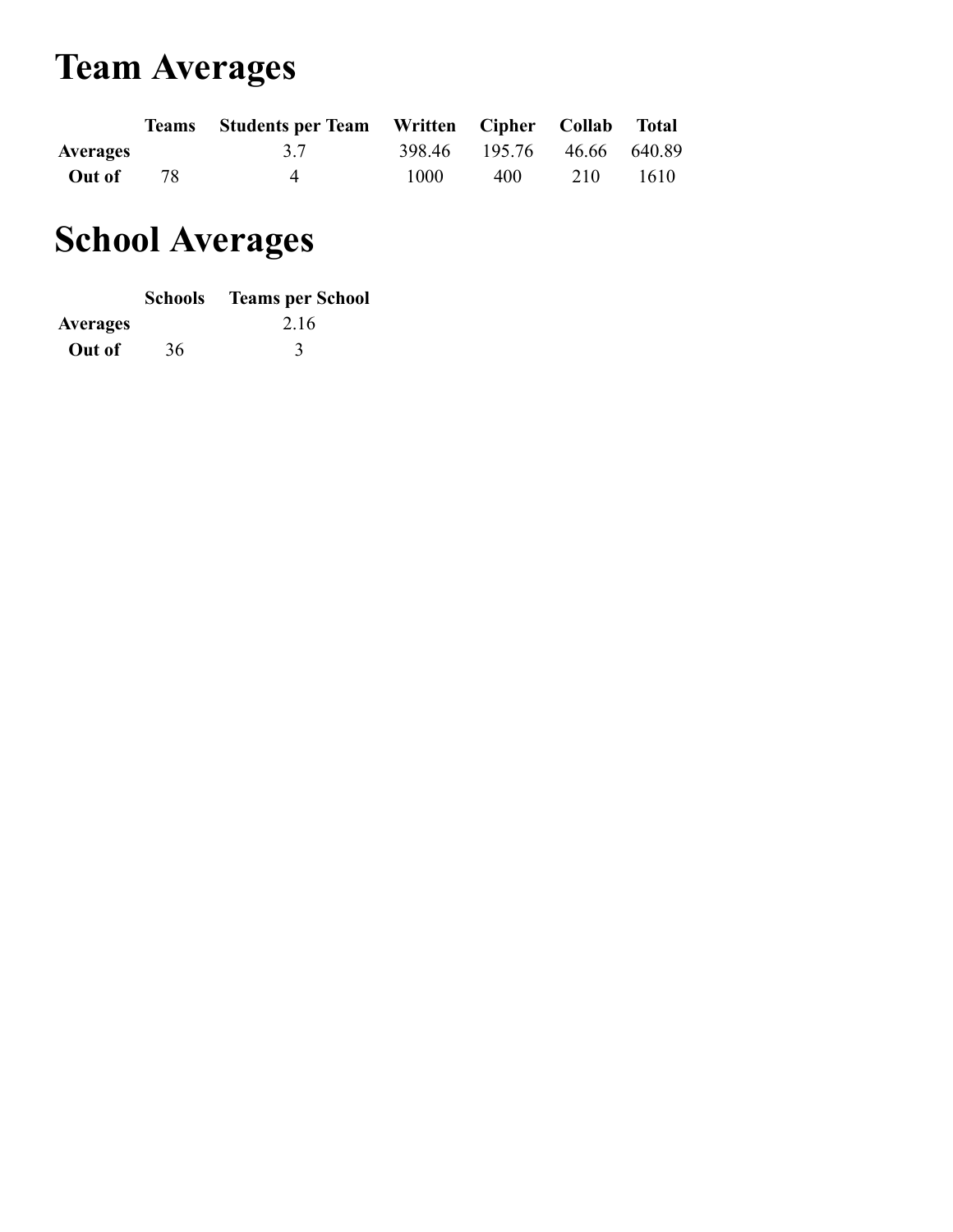# Team Averages

| | Teams | Students per Team | Written | Cipher | Collab | Total |
|---|---|---|---|---|---|---|
| **Averages** | | 3.7 | 398.46 | 195.76 | 46.66 | 640.89 |
| **Out of** | 78 | 4 | 1000 | 400 | 210 | 1610 |

# School Averages

| | Schools | Teams per School |
|---|---|---|
| **Averages** | | 2.16 |
| **Out of** | 36 | 3 |